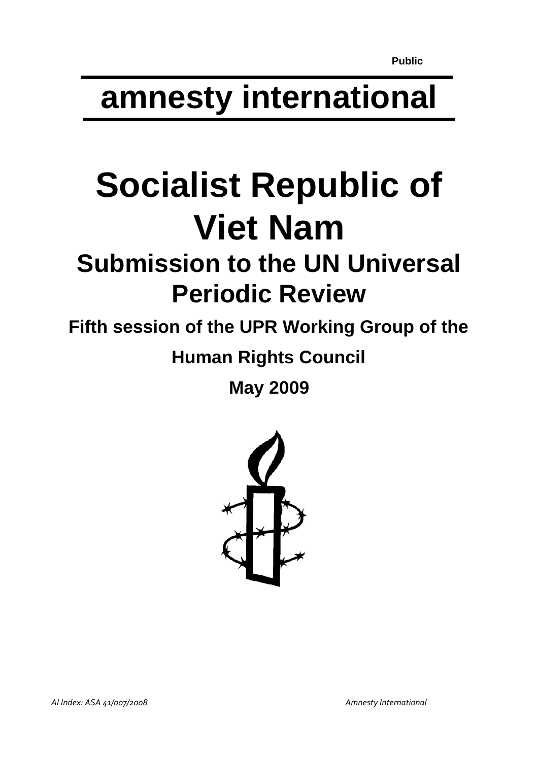Public

# amnesty international

# Socialist Republic of Viet Nam

## Submission to the UN Universal Periodic Review

### Fifth session of the UPR Working Group of the Human Rights Council

### May 2009

*AI Index: ASA 41/007/2008* *Amnesty International*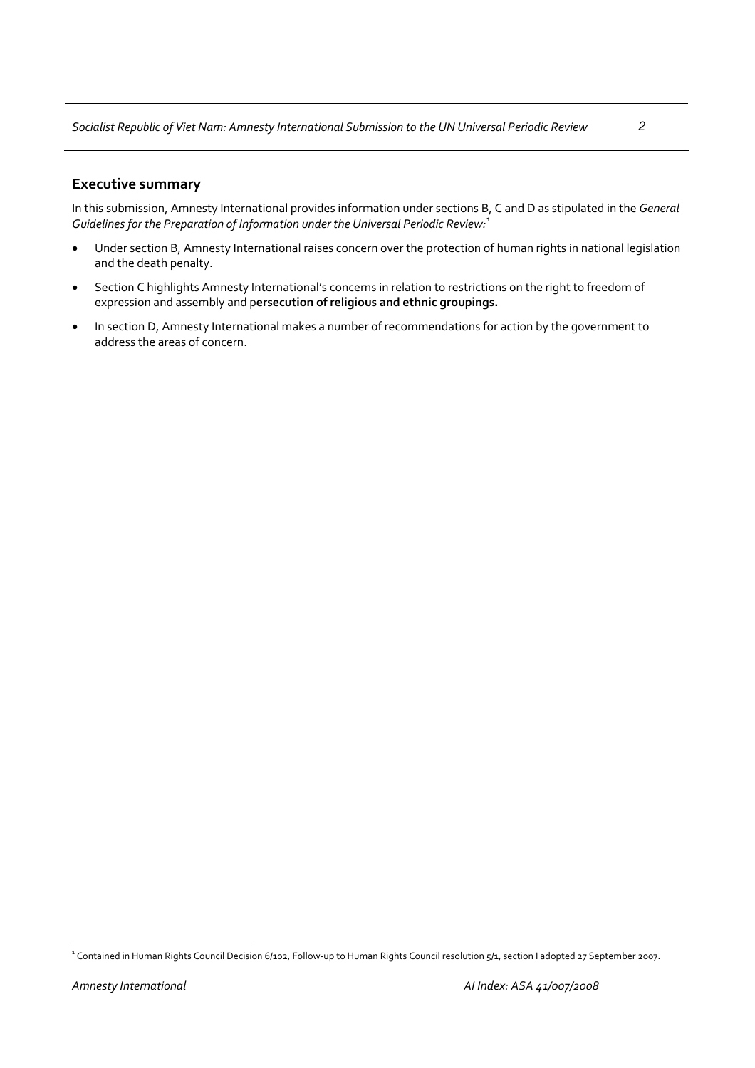## Executive summary

In this submission, Amnesty International provides information under sections B, C and D as stipulated in the *General Guidelines for the Preparation of Information under the Universal Periodic Review:*[1]

- Under section B, Amnesty International raises concern over the protection of human rights in national legislation and the death penalty.
- Section C highlights Amnesty International's concerns in relation to restrictions on the right to freedom of expression and assembly and p**ersecution of religious and ethnic groupings.**
- In section D, Amnesty International makes a number of recommendations for action by the government to address the areas of concern.

---

[1] Contained in Human Rights Council Decision 6/102, Follow-up to Human Rights Council resolution 5/1, section I adopted 27 September 2007.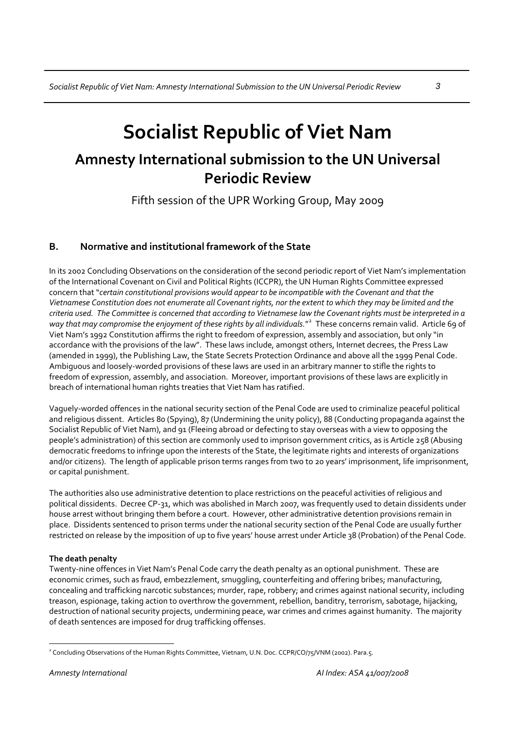# Socialist Republic of Viet Nam

## Amnesty International submission to the UN Universal Periodic Review

Fifth session of the UPR Working Group, May 2009

### B. Normative and institutional framework of the State

In its 2002 Concluding Observations on the consideration of the second periodic report of Viet Nam's implementation of the International Covenant on Civil and Political Rights (ICCPR), the UN Human Rights Committee expressed concern that "*certain constitutional provisions would appear to be incompatible with the Covenant and that the Vietnamese Constitution does not enumerate all Covenant rights, nor the extent to which they may be limited and the criteria used. The Committee is concerned that according to Vietnamese law the Covenant rights must be interpreted in a way that may compromise the enjoyment of these rights by all individuals.*"[2] These concerns remain valid. Article 69 of Viet Nam's 1992 Constitution affirms the right to freedom of expression, assembly and association, but only "in accordance with the provisions of the law". These laws include, amongst others, Internet decrees, the Press Law (amended in 1999), the Publishing Law, the State Secrets Protection Ordinance and above all the 1999 Penal Code. Ambiguous and loosely-worded provisions of these laws are used in an arbitrary manner to stifle the rights to freedom of expression, assembly, and association. Moreover, important provisions of these laws are explicitly in breach of international human rights treaties that Viet Nam has ratified.

Vaguely-worded offences in the national security section of the Penal Code are used to criminalize peaceful political and religious dissent. Articles 80 (Spying), 87 (Undermining the unity policy), 88 (Conducting propaganda against the Socialist Republic of Viet Nam), and 91 (Fleeing abroad or defecting to stay overseas with a view to opposing the people's administration) of this section are commonly used to imprison government critics, as is Article 258 (Abusing democratic freedoms to infringe upon the interests of the State, the legitimate rights and interests of organizations and/or citizens). The length of applicable prison terms ranges from two to 20 years' imprisonment, life imprisonment, or capital punishment.

The authorities also use administrative detention to place restrictions on the peaceful activities of religious and political dissidents. Decree CP-31, which was abolished in March 2007, was frequently used to detain dissidents under house arrest without bringing them before a court. However, other administrative detention provisions remain in place. Dissidents sentenced to prison terms under the national security section of the Penal Code are usually further restricted on release by the imposition of up to five years' house arrest under Article 38 (Probation) of the Penal Code.

**The death penalty**

Twenty-nine offences in Viet Nam's Penal Code carry the death penalty as an optional punishment. These are economic crimes, such as fraud, embezzlement, smuggling, counterfeiting and offering bribes; manufacturing, concealing and trafficking narcotic substances; murder, rape, robbery; and crimes against national security, including treason, espionage, taking action to overthrow the government, rebellion, banditry, terrorism, sabotage, hijacking, destruction of national security projects, undermining peace, war crimes and crimes against humanity. The majority of death sentences are imposed for drug trafficking offenses.

---

[2] Concluding Observations of the Human Rights Committee, Vietnam, U.N. Doc. CCPR/CO/75/VNM (2002). Para.5.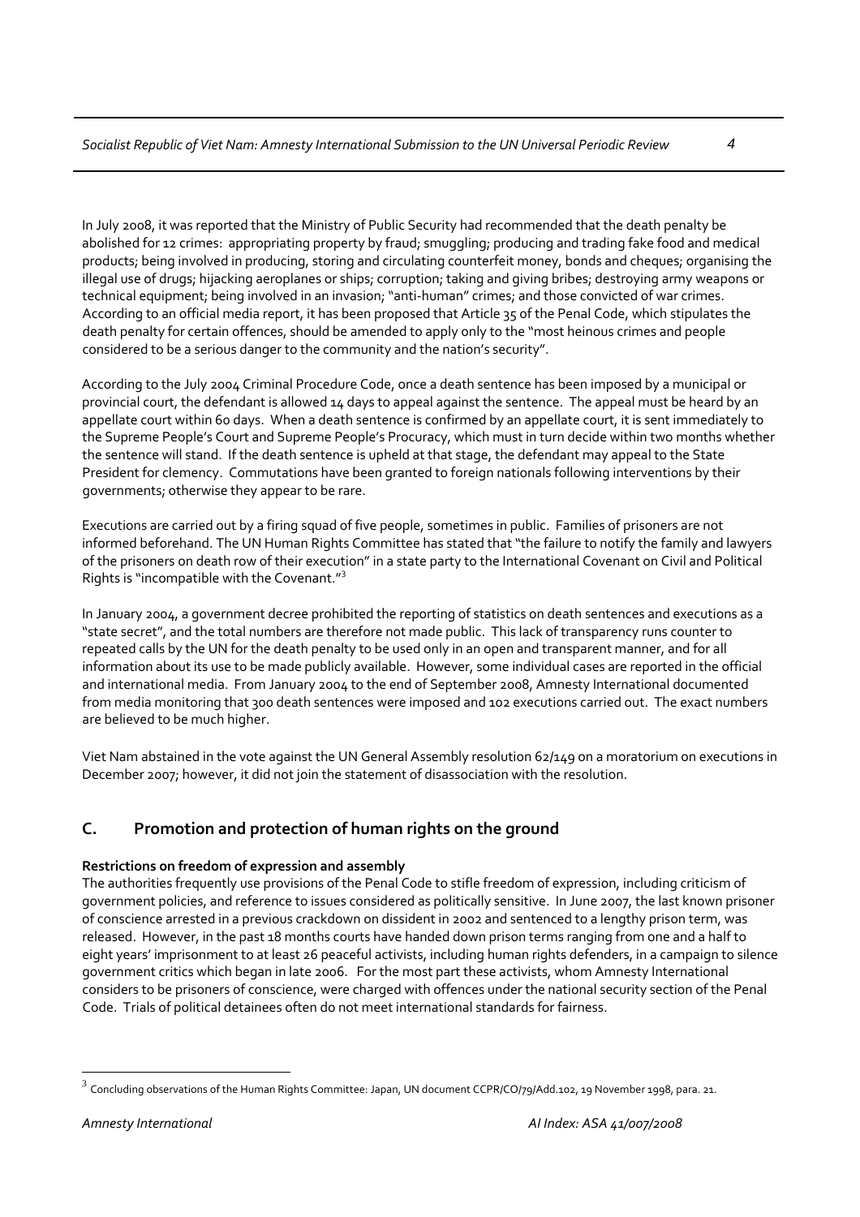In July 2008, it was reported that the Ministry of Public Security had recommended that the death penalty be abolished for 12 crimes: appropriating property by fraud; smuggling; producing and trading fake food and medical products; being involved in producing, storing and circulating counterfeit money, bonds and cheques; organising the illegal use of drugs; hijacking aeroplanes or ships; corruption; taking and giving bribes; destroying army weapons or technical equipment; being involved in an invasion; "anti-human" crimes; and those convicted of war crimes. According to an official media report, it has been proposed that Article 35 of the Penal Code, which stipulates the death penalty for certain offences, should be amended to apply only to the "most heinous crimes and people considered to be a serious danger to the community and the nation's security".

According to the July 2004 Criminal Procedure Code, once a death sentence has been imposed by a municipal or provincial court, the defendant is allowed 14 days to appeal against the sentence. The appeal must be heard by an appellate court within 60 days. When a death sentence is confirmed by an appellate court, it is sent immediately to the Supreme People's Court and Supreme People's Procuracy, which must in turn decide within two months whether the sentence will stand. If the death sentence is upheld at that stage, the defendant may appeal to the State President for clemency. Commutations have been granted to foreign nationals following interventions by their governments; otherwise they appear to be rare.

Executions are carried out by a firing squad of five people, sometimes in public. Families of prisoners are not informed beforehand. The UN Human Rights Committee has stated that "the failure to notify the family and lawyers of the prisoners on death row of their execution" in a state party to the International Covenant on Civil and Political Rights is "incompatible with the Covenant."[3]

In January 2004, a government decree prohibited the reporting of statistics on death sentences and executions as a "state secret", and the total numbers are therefore not made public. This lack of transparency runs counter to repeated calls by the UN for the death penalty to be used only in an open and transparent manner, and for all information about its use to be made publicly available. However, some individual cases are reported in the official and international media. From January 2004 to the end of September 2008, Amnesty International documented from media monitoring that 300 death sentences were imposed and 102 executions carried out. The exact numbers are believed to be much higher.

Viet Nam abstained in the vote against the UN General Assembly resolution 62/149 on a moratorium on executions in December 2007; however, it did not join the statement of disassociation with the resolution.

## C. Promotion and protection of human rights on the ground

**Restrictions on freedom of expression and assembly**

The authorities frequently use provisions of the Penal Code to stifle freedom of expression, including criticism of government policies, and reference to issues considered as politically sensitive. In June 2007, the last known prisoner of conscience arrested in a previous crackdown on dissident in 2002 and sentenced to a lengthy prison term, was released. However, in the past 18 months courts have handed down prison terms ranging from one and a half to eight years' imprisonment to at least 26 peaceful activists, including human rights defenders, in a campaign to silence government critics which began in late 2006. For the most part these activists, whom Amnesty International considers to be prisoners of conscience, were charged with offences under the national security section of the Penal Code. Trials of political detainees often do not meet international standards for fairness.

---

[3] Concluding observations of the Human Rights Committee: Japan, UN document CCPR/CO/79/Add.102, 19 November 1998, para. 21.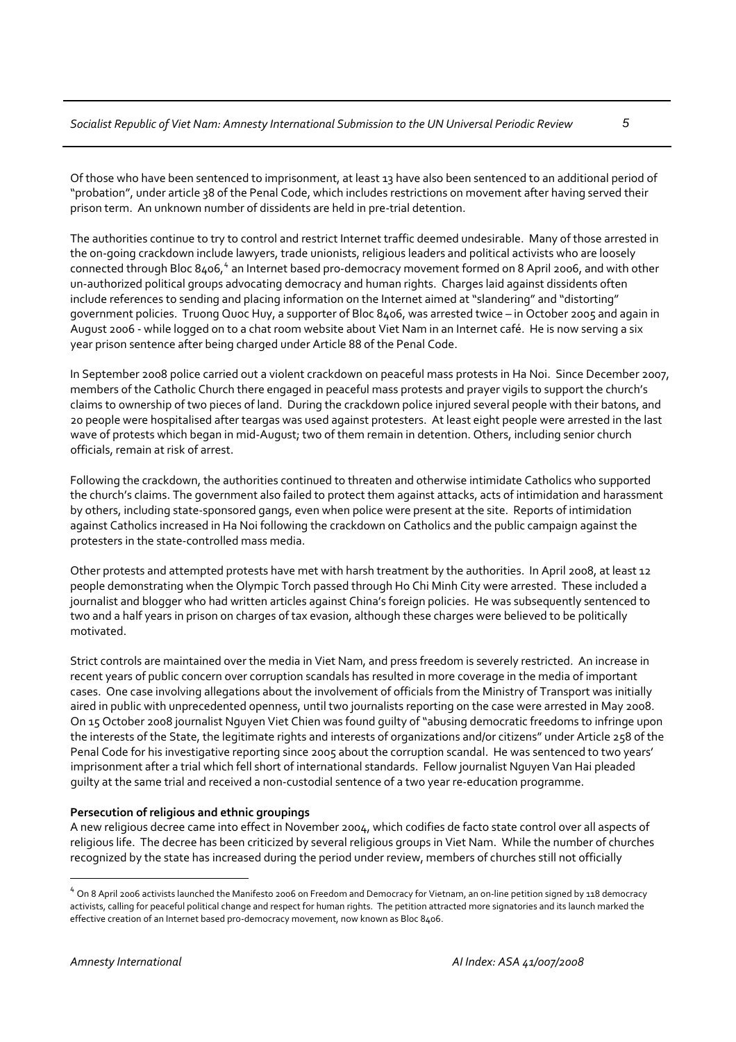Of those who have been sentenced to imprisonment, at least 13 have also been sentenced to an additional period of "probation", under article 38 of the Penal Code, which includes restrictions on movement after having served their prison term. An unknown number of dissidents are held in pre-trial detention.

The authorities continue to try to control and restrict Internet traffic deemed undesirable. Many of those arrested in the on-going crackdown include lawyers, trade unionists, religious leaders and political activists who are loosely connected through Bloc 8406,[4] an Internet based pro-democracy movement formed on 8 April 2006, and with other un-authorized political groups advocating democracy and human rights. Charges laid against dissidents often include references to sending and placing information on the Internet aimed at "slandering" and "distorting" government policies. Truong Quoc Huy, a supporter of Bloc 8406, was arrested twice – in October 2005 and again in August 2006 - while logged on to a chat room website about Viet Nam in an Internet café. He is now serving a six year prison sentence after being charged under Article 88 of the Penal Code.

In September 2008 police carried out a violent crackdown on peaceful mass protests in Ha Noi. Since December 2007, members of the Catholic Church there engaged in peaceful mass protests and prayer vigils to support the church's claims to ownership of two pieces of land. During the crackdown police injured several people with their batons, and 20 people were hospitalised after teargas was used against protesters. At least eight people were arrested in the last wave of protests which began in mid-August; two of them remain in detention. Others, including senior church officials, remain at risk of arrest.

Following the crackdown, the authorities continued to threaten and otherwise intimidate Catholics who supported the church's claims. The government also failed to protect them against attacks, acts of intimidation and harassment by others, including state-sponsored gangs, even when police were present at the site. Reports of intimidation against Catholics increased in Ha Noi following the crackdown on Catholics and the public campaign against the protesters in the state-controlled mass media.

Other protests and attempted protests have met with harsh treatment by the authorities. In April 2008, at least 12 people demonstrating when the Olympic Torch passed through Ho Chi Minh City were arrested. These included a journalist and blogger who had written articles against China's foreign policies. He was subsequently sentenced to two and a half years in prison on charges of tax evasion, although these charges were believed to be politically motivated.

Strict controls are maintained over the media in Viet Nam, and press freedom is severely restricted. An increase in recent years of public concern over corruption scandals has resulted in more coverage in the media of important cases. One case involving allegations about the involvement of officials from the Ministry of Transport was initially aired in public with unprecedented openness, until two journalists reporting on the case were arrested in May 2008. On 15 October 2008 journalist Nguyen Viet Chien was found guilty of "abusing democratic freedoms to infringe upon the interests of the State, the legitimate rights and interests of organizations and/or citizens" under Article 258 of the Penal Code for his investigative reporting since 2005 about the corruption scandal. He was sentenced to two years' imprisonment after a trial which fell short of international standards. Fellow journalist Nguyen Van Hai pleaded guilty at the same trial and received a non-custodial sentence of a two year re-education programme.

**Persecution of religious and ethnic groupings**

A new religious decree came into effect in November 2004, which codifies de facto state control over all aspects of religious life. The decree has been criticized by several religious groups in Viet Nam. While the number of churches recognized by the state has increased during the period under review, members of churches still not officially

---

[4] On 8 April 2006 activists launched the Manifesto 2006 on Freedom and Democracy for Vietnam, an on-line petition signed by 118 democracy activists, calling for peaceful political change and respect for human rights. The petition attracted more signatories and its launch marked the effective creation of an Internet based pro-democracy movement, now known as Bloc 8406.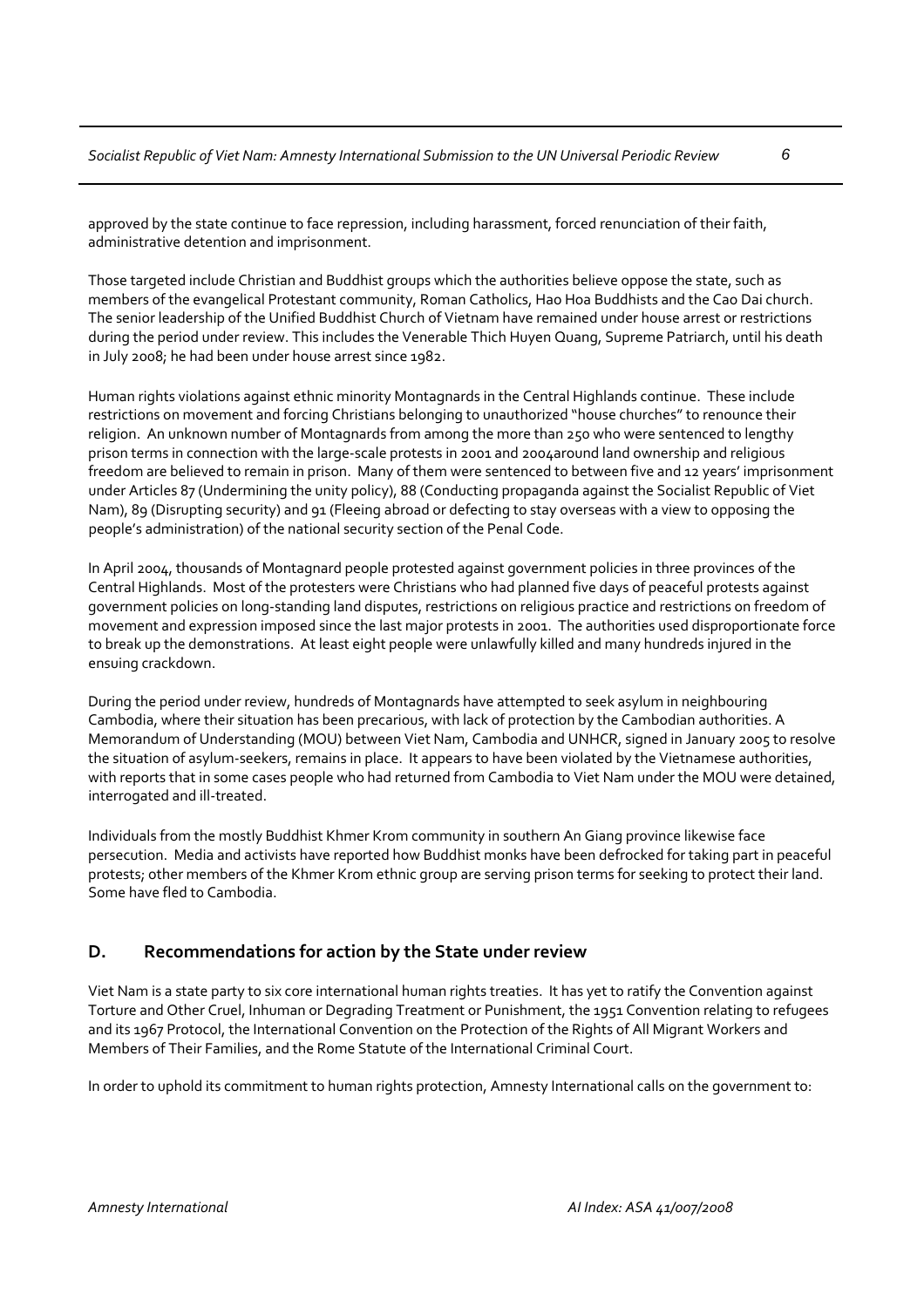approved by the state continue to face repression, including harassment, forced renunciation of their faith, administrative detention and imprisonment.

Those targeted include Christian and Buddhist groups which the authorities believe oppose the state, such as members of the evangelical Protestant community, Roman Catholics, Hao Hoa Buddhists and the Cao Dai church. The senior leadership of the Unified Buddhist Church of Vietnam have remained under house arrest or restrictions during the period under review. This includes the Venerable Thich Huyen Quang, Supreme Patriarch, until his death in July 2008; he had been under house arrest since 1982.

Human rights violations against ethnic minority Montagnards in the Central Highlands continue. These include restrictions on movement and forcing Christians belonging to unauthorized "house churches" to renounce their religion. An unknown number of Montagnards from among the more than 250 who were sentenced to lengthy prison terms in connection with the large-scale protests in 2001 and 2004around land ownership and religious freedom are believed to remain in prison. Many of them were sentenced to between five and 12 years' imprisonment under Articles 87 (Undermining the unity policy), 88 (Conducting propaganda against the Socialist Republic of Viet Nam), 89 (Disrupting security) and 91 (Fleeing abroad or defecting to stay overseas with a view to opposing the people's administration) of the national security section of the Penal Code.

In April 2004, thousands of Montagnard people protested against government policies in three provinces of the Central Highlands. Most of the protesters were Christians who had planned five days of peaceful protests against government policies on long-standing land disputes, restrictions on religious practice and restrictions on freedom of movement and expression imposed since the last major protests in 2001. The authorities used disproportionate force to break up the demonstrations. At least eight people were unlawfully killed and many hundreds injured in the ensuing crackdown.

During the period under review, hundreds of Montagnards have attempted to seek asylum in neighbouring Cambodia, where their situation has been precarious, with lack of protection by the Cambodian authorities. A Memorandum of Understanding (MOU) between Viet Nam, Cambodia and UNHCR, signed in January 2005 to resolve the situation of asylum-seekers, remains in place. It appears to have been violated by the Vietnamese authorities, with reports that in some cases people who had returned from Cambodia to Viet Nam under the MOU were detained, interrogated and ill-treated.

Individuals from the mostly Buddhist Khmer Krom community in southern An Giang province likewise face persecution. Media and activists have reported how Buddhist monks have been defrocked for taking part in peaceful protests; other members of the Khmer Krom ethnic group are serving prison terms for seeking to protect their land. Some have fled to Cambodia.

## D. Recommendations for action by the State under review

Viet Nam is a state party to six core international human rights treaties. It has yet to ratify the Convention against Torture and Other Cruel, Inhuman or Degrading Treatment or Punishment, the 1951 Convention relating to refugees and its 1967 Protocol, the International Convention on the Protection of the Rights of All Migrant Workers and Members of Their Families, and the Rome Statute of the International Criminal Court.

In order to uphold its commitment to human rights protection, Amnesty International calls on the government to: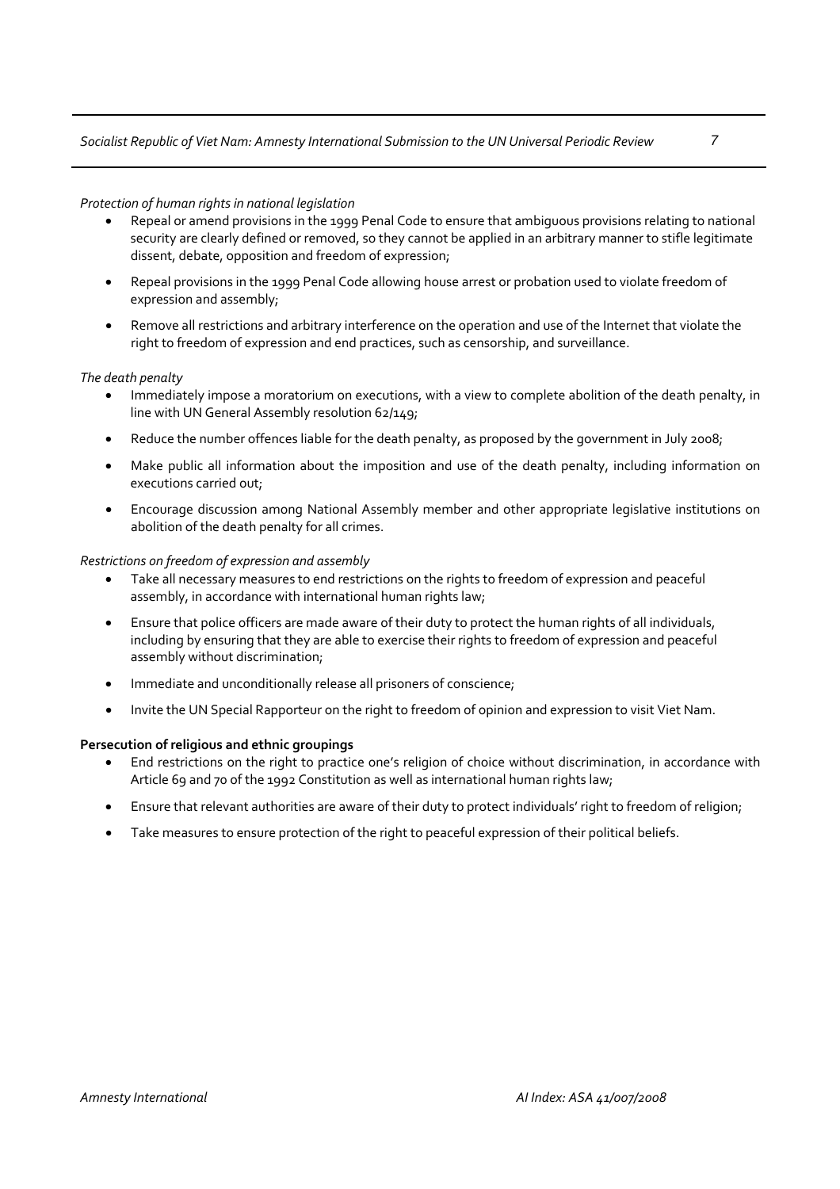*Protection of human rights in national legislation*

- Repeal or amend provisions in the 1999 Penal Code to ensure that ambiguous provisions relating to national security are clearly defined or removed, so they cannot be applied in an arbitrary manner to stifle legitimate dissent, debate, opposition and freedom of expression;
- Repeal provisions in the 1999 Penal Code allowing house arrest or probation used to violate freedom of expression and assembly;
- Remove all restrictions and arbitrary interference on the operation and use of the Internet that violate the right to freedom of expression and end practices, such as censorship, and surveillance.

*The death penalty*

- Immediately impose a moratorium on executions, with a view to complete abolition of the death penalty, in line with UN General Assembly resolution 62/149;
- Reduce the number offences liable for the death penalty, as proposed by the government in July 2008;
- Make public all information about the imposition and use of the death penalty, including information on executions carried out;
- Encourage discussion among National Assembly member and other appropriate legislative institutions on abolition of the death penalty for all crimes.

*Restrictions on freedom of expression and assembly*

- Take all necessary measures to end restrictions on the rights to freedom of expression and peaceful assembly, in accordance with international human rights law;
- Ensure that police officers are made aware of their duty to protect the human rights of all individuals, including by ensuring that they are able to exercise their rights to freedom of expression and peaceful assembly without discrimination;
- Immediate and unconditionally release all prisoners of conscience;
- Invite the UN Special Rapporteur on the right to freedom of opinion and expression to visit Viet Nam.

**Persecution of religious and ethnic groupings**

- End restrictions on the right to practice one's religion of choice without discrimination, in accordance with Article 69 and 70 of the 1992 Constitution as well as international human rights law;
- Ensure that relevant authorities are aware of their duty to protect individuals' right to freedom of religion;
- Take measures to ensure protection of the right to peaceful expression of their political beliefs.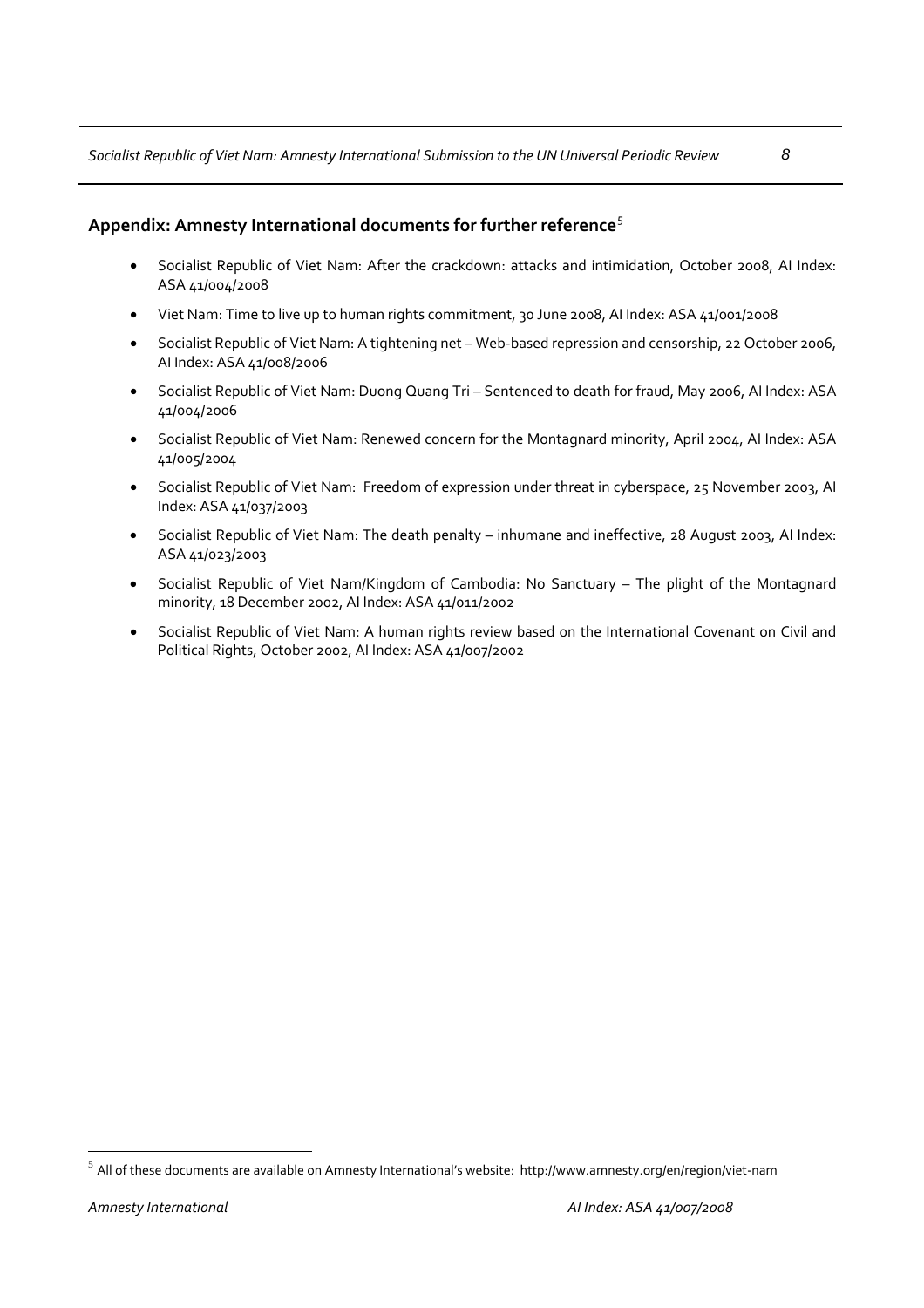## Appendix: Amnesty International documents for further reference[5]

- Socialist Republic of Viet Nam: After the crackdown: attacks and intimidation, October 2008, AI Index: ASA 41/004/2008
- Viet Nam: Time to live up to human rights commitment, 30 June 2008, AI Index: ASA 41/001/2008
- Socialist Republic of Viet Nam: A tightening net – Web-based repression and censorship, 22 October 2006, AI Index: ASA 41/008/2006
- Socialist Republic of Viet Nam: Duong Quang Tri – Sentenced to death for fraud, May 2006, AI Index: ASA 41/004/2006
- Socialist Republic of Viet Nam: Renewed concern for the Montagnard minority, April 2004, AI Index: ASA 41/005/2004
- Socialist Republic of Viet Nam: Freedom of expression under threat in cyberspace, 25 November 2003, AI Index: ASA 41/037/2003
- Socialist Republic of Viet Nam: The death penalty – inhumane and ineffective, 28 August 2003, AI Index: ASA 41/023/2003
- Socialist Republic of Viet Nam/Kingdom of Cambodia: No Sanctuary – The plight of the Montagnard minority, 18 December 2002, AI Index: ASA 41/011/2002
- Socialist Republic of Viet Nam: A human rights review based on the International Covenant on Civil and Political Rights, October 2002, AI Index: ASA 41/007/2002

[5] All of these documents are available on Amnesty International's website: http://www.amnesty.org/en/region/viet-nam